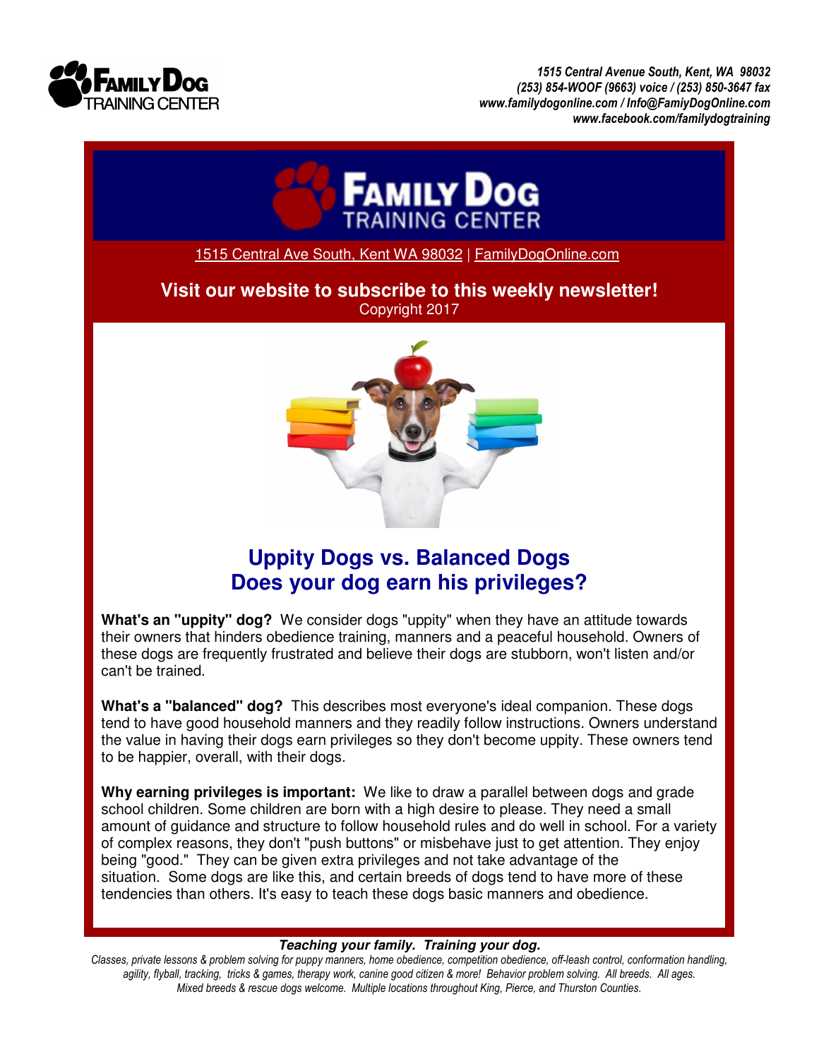1515 Central Avenue South, Kent, WA 98032
(253) 854-WOOF (9663) voice / (253) 850-3647 fax
www.familydogonline.com / Info@FamiyDogOnline.com
www.facebook.com/familydogtraining

1515 Central Ave South, Kent WA 98032 | FamilyDogOnline.com

**Visit our website to subscribe to this weekly newsletter!**
Copyright 2017

## Uppity Dogs vs. Balanced Dogs
## Does your dog earn his privileges?

**What's an "uppity" dog?** We consider dogs "uppity" when they have an attitude towards their owners that hinders obedience training, manners and a peaceful household. Owners of these dogs are frequently frustrated and believe their dogs are stubborn, won't listen and/or can't be trained.

**What's a "balanced" dog?** This describes most everyone's ideal companion. These dogs tend to have good household manners and they readily follow instructions. Owners understand the value in having their dogs earn privileges so they don't become uppity. These owners tend to be happier, overall, with their dogs.

**Why earning privileges is important:** We like to draw a parallel between dogs and grade school children. Some children are born with a high desire to please. They need a small amount of guidance and structure to follow household rules and do well in school. For a variety of complex reasons, they don't "push buttons" or misbehave just to get attention. They enjoy being "good." They can be given extra privileges and not take advantage of the situation. Some dogs are like this, and certain breeds of dogs tend to have more of these tendencies than others. It's easy to teach these dogs basic manners and obedience.

***Teaching your family. Training your dog.***

*Classes, private lessons & problem solving for puppy manners, home obedience, competition obedience, off-leash control, conformation handling, agility, flyball, tracking, tricks & games, therapy work, canine good citizen & more! Behavior problem solving. All breeds. All ages. Mixed breeds & rescue dogs welcome. Multiple locations throughout King, Pierce, and Thurston Counties.*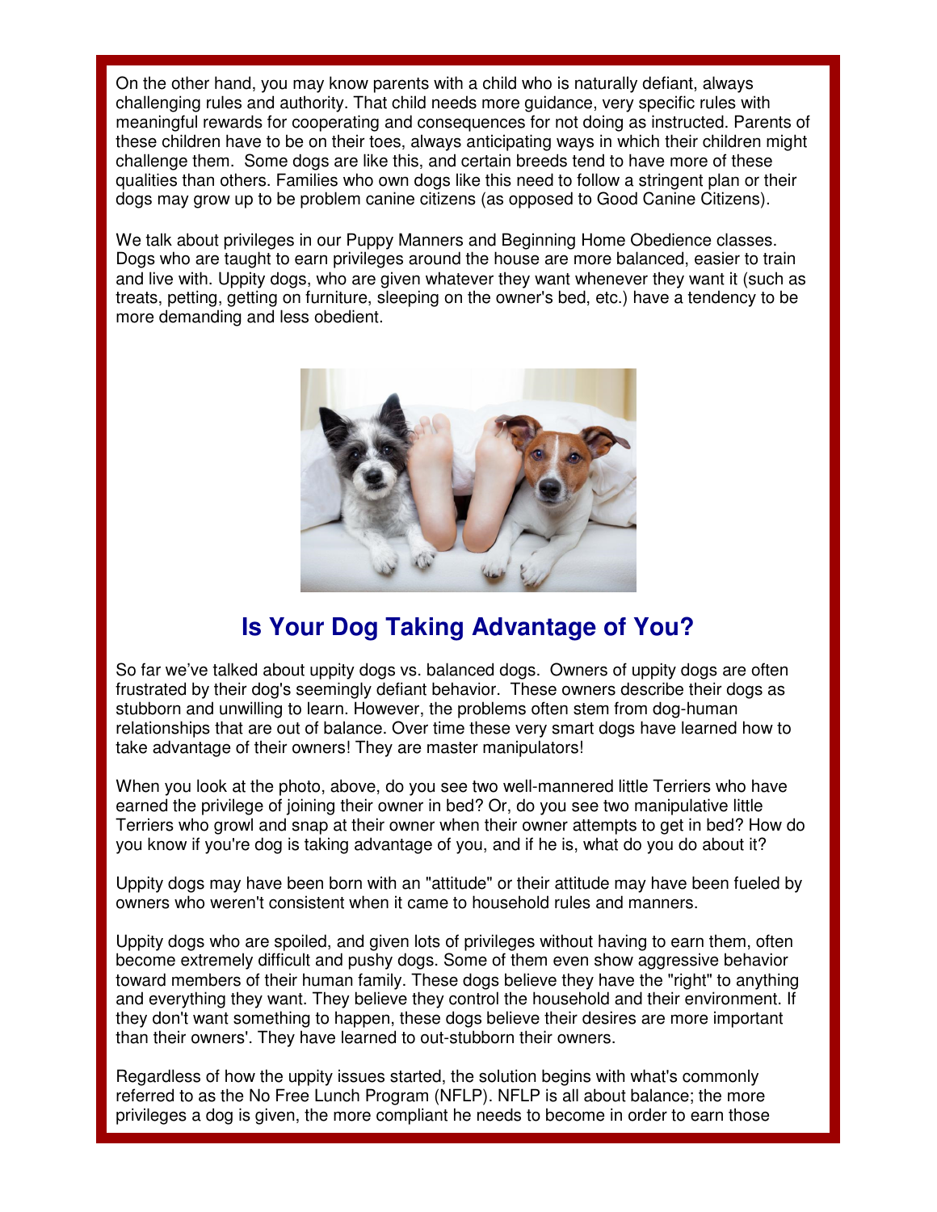On the other hand, you may know parents with a child who is naturally defiant, always challenging rules and authority. That child needs more guidance, very specific rules with meaningful rewards for cooperating and consequences for not doing as instructed. Parents of these children have to be on their toes, always anticipating ways in which their children might challenge them. Some dogs are like this, and certain breeds tend to have more of these qualities than others. Families who own dogs like this need to follow a stringent plan or their dogs may grow up to be problem canine citizens (as opposed to Good Canine Citizens).

We talk about privileges in our Puppy Manners and Beginning Home Obedience classes. Dogs who are taught to earn privileges around the house are more balanced, easier to train and live with. Uppity dogs, who are given whatever they want whenever they want it (such as treats, petting, getting on furniture, sleeping on the owner's bed, etc.) have a tendency to be more demanding and less obedient.

## Is Your Dog Taking Advantage of You?

So far we've talked about uppity dogs vs. balanced dogs. Owners of uppity dogs are often frustrated by their dog's seemingly defiant behavior. These owners describe their dogs as stubborn and unwilling to learn. However, the problems often stem from dog-human relationships that are out of balance. Over time these very smart dogs have learned how to take advantage of their owners! They are master manipulators!

When you look at the photo, above, do you see two well-mannered little Terriers who have earned the privilege of joining their owner in bed? Or, do you see two manipulative little Terriers who growl and snap at their owner when their owner attempts to get in bed? How do you know if you're dog is taking advantage of you, and if he is, what do you do about it?

Uppity dogs may have been born with an "attitude" or their attitude may have been fueled by owners who weren't consistent when it came to household rules and manners.

Uppity dogs who are spoiled, and given lots of privileges without having to earn them, often become extremely difficult and pushy dogs. Some of them even show aggressive behavior toward members of their human family. These dogs believe they have the "right" to anything and everything they want. They believe they control the household and their environment. If they don't want something to happen, these dogs believe their desires are more important than their owners'. They have learned to out-stubborn their owners.

Regardless of how the uppity issues started, the solution begins with what's commonly referred to as the No Free Lunch Program (NFLP). NFLP is all about balance; the more privileges a dog is given, the more compliant he needs to become in order to earn those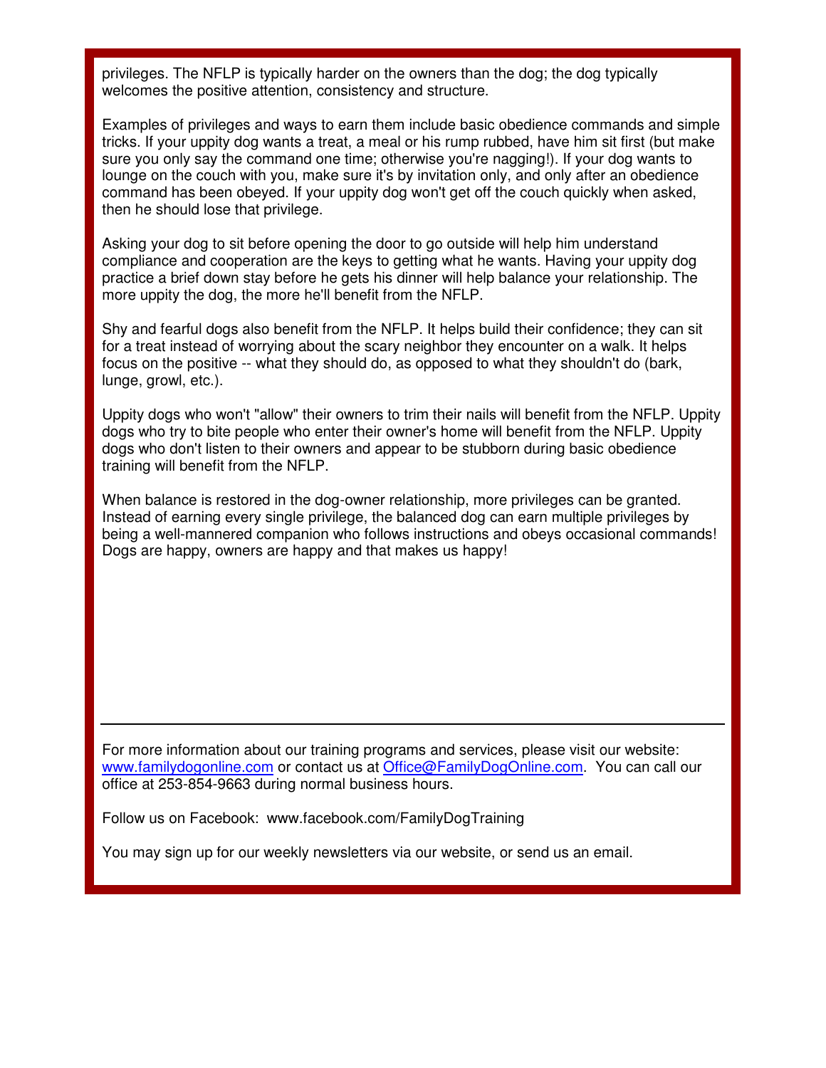privileges. The NFLP is typically harder on the owners than the dog; the dog typically welcomes the positive attention, consistency and structure.

Examples of privileges and ways to earn them include basic obedience commands and simple tricks. If your uppity dog wants a treat, a meal or his rump rubbed, have him sit first (but make sure you only say the command one time; otherwise you're nagging!). If your dog wants to lounge on the couch with you, make sure it's by invitation only, and only after an obedience command has been obeyed. If your uppity dog won't get off the couch quickly when asked, then he should lose that privilege.

Asking your dog to sit before opening the door to go outside will help him understand compliance and cooperation are the keys to getting what he wants. Having your uppity dog practice a brief down stay before he gets his dinner will help balance your relationship. The more uppity the dog, the more he'll benefit from the NFLP.

Shy and fearful dogs also benefit from the NFLP. It helps build their confidence; they can sit for a treat instead of worrying about the scary neighbor they encounter on a walk. It helps focus on the positive -- what they should do, as opposed to what they shouldn't do (bark, lunge, growl, etc.).

Uppity dogs who won't "allow" their owners to trim their nails will benefit from the NFLP. Uppity dogs who try to bite people who enter their owner's home will benefit from the NFLP. Uppity dogs who don't listen to their owners and appear to be stubborn during basic obedience training will benefit from the NFLP.

When balance is restored in the dog-owner relationship, more privileges can be granted. Instead of earning every single privilege, the balanced dog can earn multiple privileges by being a well-mannered companion who follows instructions and obeys occasional commands! Dogs are happy, owners are happy and that makes us happy!

---

For more information about our training programs and services, please visit our website: [www.familydogonline.com](http://www.familydogonline.com) or contact us at [Office@FamilyDogOnline.com](mailto:Office@FamilyDogOnline.com). You can call our office at 253-854-9663 during normal business hours.

Follow us on Facebook: www.facebook.com/FamilyDogTraining

You may sign up for our weekly newsletters via our website, or send us an email.